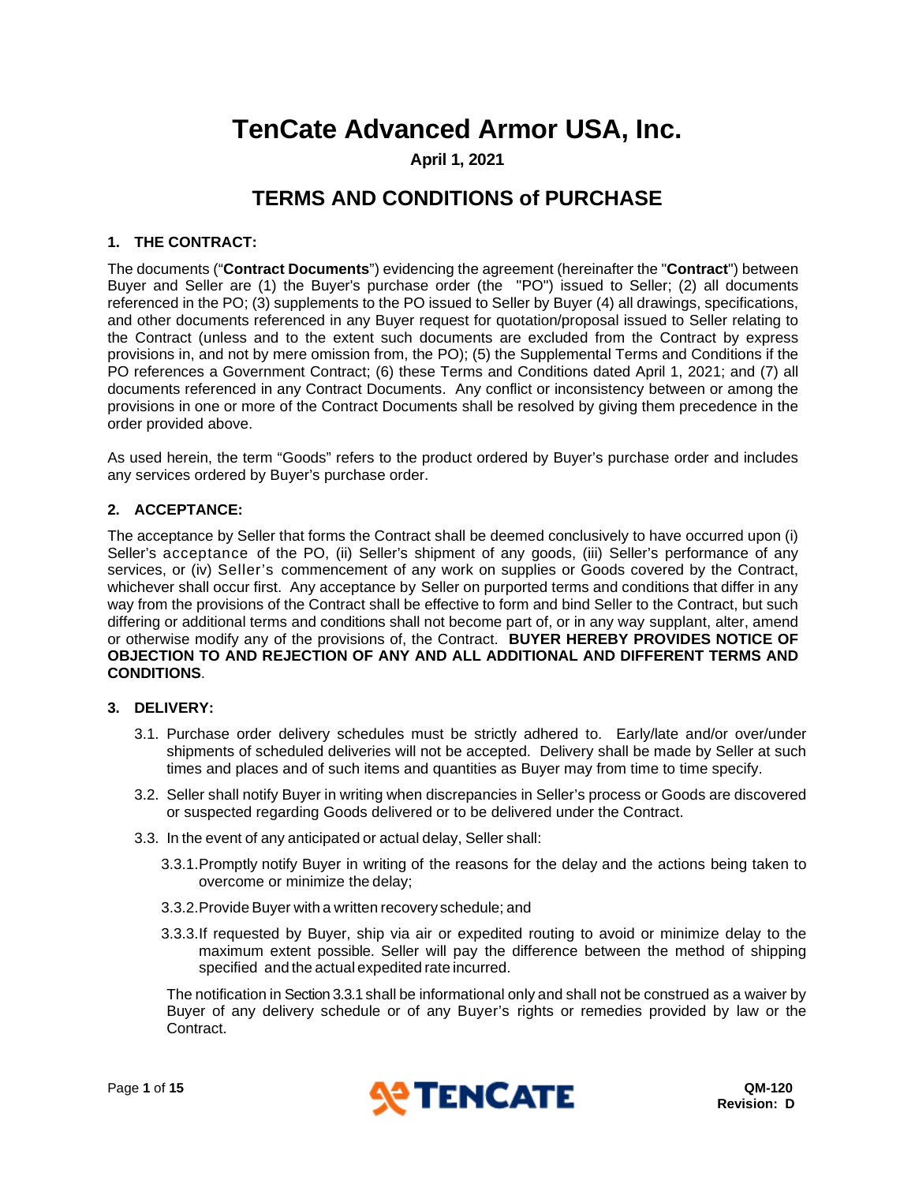# TenCate Advanced Armor USA, Inc.

**April 1, 2021**

## TERMS AND CONDITIONS of PURCHASE

### 1. THE CONTRACT:

The documents ("**Contract Documents**") evidencing the agreement (hereinafter the "**Contract**") between Buyer and Seller are (1) the Buyer's purchase order (the "PO") issued to Seller; (2) all documents referenced in the PO; (3) supplements to the PO issued to Seller by Buyer (4) all drawings, specifications, and other documents referenced in any Buyer request for quotation/proposal issued to Seller relating to the Contract (unless and to the extent such documents are excluded from the Contract by express provisions in, and not by mere omission from, the PO); (5) the Supplemental Terms and Conditions if the PO references a Government Contract; (6) these Terms and Conditions dated April 1, 2021; and (7) all documents referenced in any Contract Documents. Any conflict or inconsistency between or among the provisions in one or more of the Contract Documents shall be resolved by giving them precedence in the order provided above.

As used herein, the term "Goods" refers to the product ordered by Buyer's purchase order and includes any services ordered by Buyer's purchase order.

### 2. ACCEPTANCE:

The acceptance by Seller that forms the Contract shall be deemed conclusively to have occurred upon (i) Seller's acceptance of the PO, (ii) Seller's shipment of any goods, (iii) Seller's performance of any services, or (iv) Seller's commencement of any work on supplies or Goods covered by the Contract, whichever shall occur first. Any acceptance by Seller on purported terms and conditions that differ in any way from the provisions of the Contract shall be effective to form and bind Seller to the Contract, but such differing or additional terms and conditions shall not become part of, or in any way supplant, alter, amend or otherwise modify any of the provisions of, the Contract. **BUYER HEREBY PROVIDES NOTICE OF OBJECTION TO AND REJECTION OF ANY AND ALL ADDITIONAL AND DIFFERENT TERMS AND CONDITIONS**.

### 3. DELIVERY:

3.1. Purchase order delivery schedules must be strictly adhered to. Early/late and/or over/under shipments of scheduled deliveries will not be accepted. Delivery shall be made by Seller at such times and places and of such items and quantities as Buyer may from time to time specify.

3.2. Seller shall notify Buyer in writing when discrepancies in Seller's process or Goods are discovered or suspected regarding Goods delivered or to be delivered under the Contract.

3.3. In the event of any anticipated or actual delay, Seller shall:

3.3.1. Promptly notify Buyer in writing of the reasons for the delay and the actions being taken to overcome or minimize the delay;

3.3.2. Provide Buyer with a written recovery schedule; and

3.3.3. If requested by Buyer, ship via air or expedited routing to avoid or minimize delay to the maximum extent possible. Seller will pay the difference between the method of shipping specified and the actual expedited rate incurred.

The notification in Section 3.3.1 shall be informational only and shall not be construed as a waiver by Buyer of any delivery schedule or of any Buyer's rights or remedies provided by law or the Contract.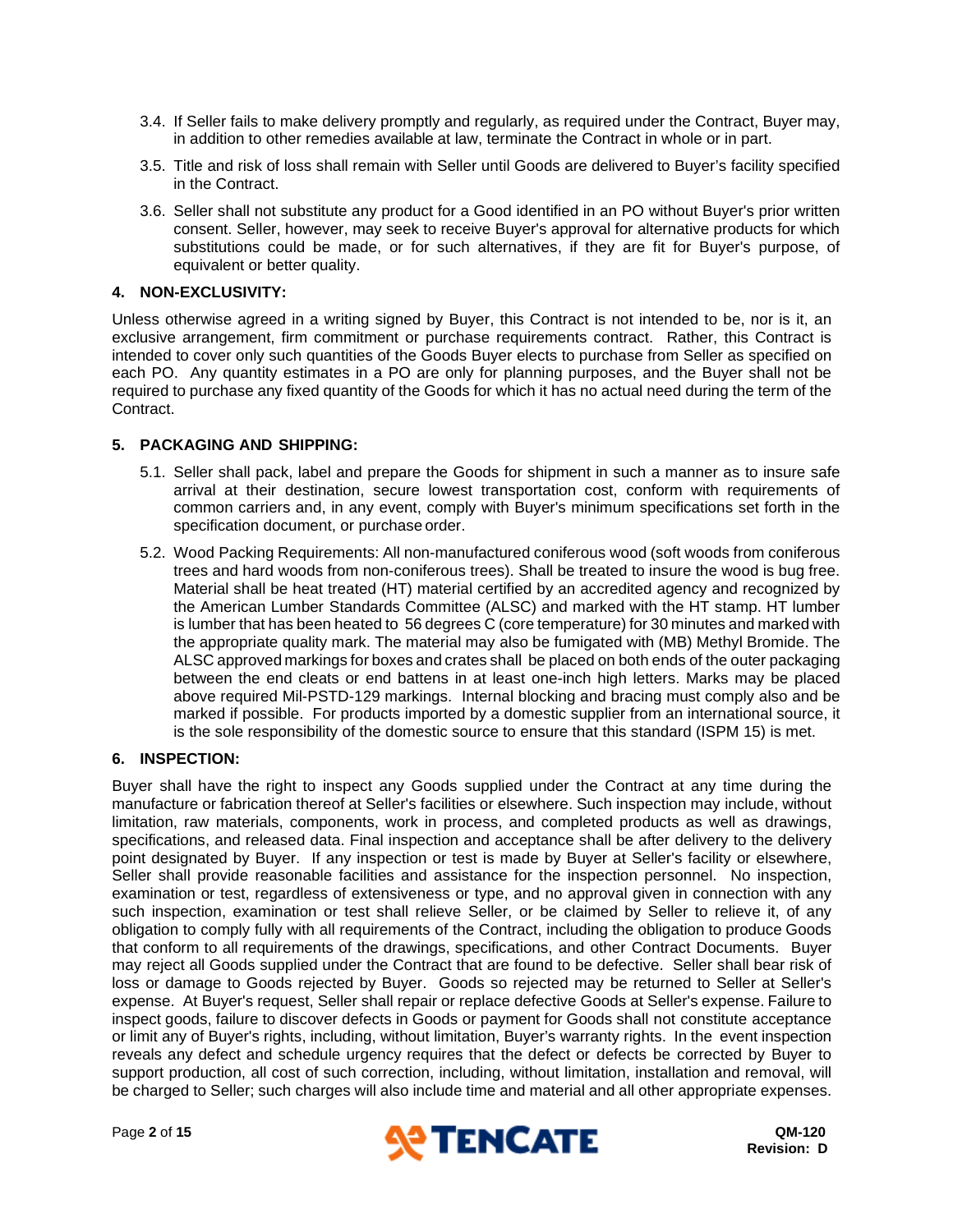3.4. If Seller fails to make delivery promptly and regularly, as required under the Contract, Buyer may, in addition to other remedies available at law, terminate the Contract in whole or in part.

3.5. Title and risk of loss shall remain with Seller until Goods are delivered to Buyer's facility specified in the Contract.

3.6. Seller shall not substitute any product for a Good identified in an PO without Buyer's prior written consent. Seller, however, may seek to receive Buyer's approval for alternative products for which substitutions could be made, or for such alternatives, if they are fit for Buyer's purpose, of equivalent or better quality.

## 4. NON-EXCLUSIVITY:

Unless otherwise agreed in a writing signed by Buyer, this Contract is not intended to be, nor is it, an exclusive arrangement, firm commitment or purchase requirements contract. Rather, this Contract is intended to cover only such quantities of the Goods Buyer elects to purchase from Seller as specified on each PO. Any quantity estimates in a PO are only for planning purposes, and the Buyer shall not be required to purchase any fixed quantity of the Goods for which it has no actual need during the term of the Contract.

## 5. PACKAGING AND SHIPPING:

5.1. Seller shall pack, label and prepare the Goods for shipment in such a manner as to insure safe arrival at their destination, secure lowest transportation cost, conform with requirements of common carriers and, in any event, comply with Buyer's minimum specifications set forth in the specification document, or purchase order.

5.2. Wood Packing Requirements: All non-manufactured coniferous wood (soft woods from coniferous trees and hard woods from non-coniferous trees). Shall be treated to insure the wood is bug free. Material shall be heat treated (HT) material certified by an accredited agency and recognized by the American Lumber Standards Committee (ALSC) and marked with the HT stamp. HT lumber is lumber that has been heated to 56 degrees C (core temperature) for 30 minutes and marked with the appropriate quality mark. The material may also be fumigated with (MB) Methyl Bromide. The ALSC approved markings for boxes and crates shall be placed on both ends of the outer packaging between the end cleats or end battens in at least one-inch high letters. Marks may be placed above required Mil-PSTD-129 markings. Internal blocking and bracing must comply also and be marked if possible. For products imported by a domestic supplier from an international source, it is the sole responsibility of the domestic source to ensure that this standard (ISPM 15) is met.

## 6. INSPECTION:

Buyer shall have the right to inspect any Goods supplied under the Contract at any time during the manufacture or fabrication thereof at Seller's facilities or elsewhere. Such inspection may include, without limitation, raw materials, components, work in process, and completed products as well as drawings, specifications, and released data. Final inspection and acceptance shall be after delivery to the delivery point designated by Buyer. If any inspection or test is made by Buyer at Seller's facility or elsewhere, Seller shall provide reasonable facilities and assistance for the inspection personnel. No inspection, examination or test, regardless of extensiveness or type, and no approval given in connection with any such inspection, examination or test shall relieve Seller, or be claimed by Seller to relieve it, of any obligation to comply fully with all requirements of the Contract, including the obligation to produce Goods that conform to all requirements of the drawings, specifications, and other Contract Documents. Buyer may reject all Goods supplied under the Contract that are found to be defective. Seller shall bear risk of loss or damage to Goods rejected by Buyer. Goods so rejected may be returned to Seller at Seller's expense. At Buyer's request, Seller shall repair or replace defective Goods at Seller's expense. Failure to inspect goods, failure to discover defects in Goods or payment for Goods shall not constitute acceptance or limit any of Buyer's rights, including, without limitation, Buyer's warranty rights. In the event inspection reveals any defect and schedule urgency requires that the defect or defects be corrected by Buyer to support production, all cost of such correction, including, without limitation, installation and removal, will be charged to Seller; such charges will also include time and material and all other appropriate expenses.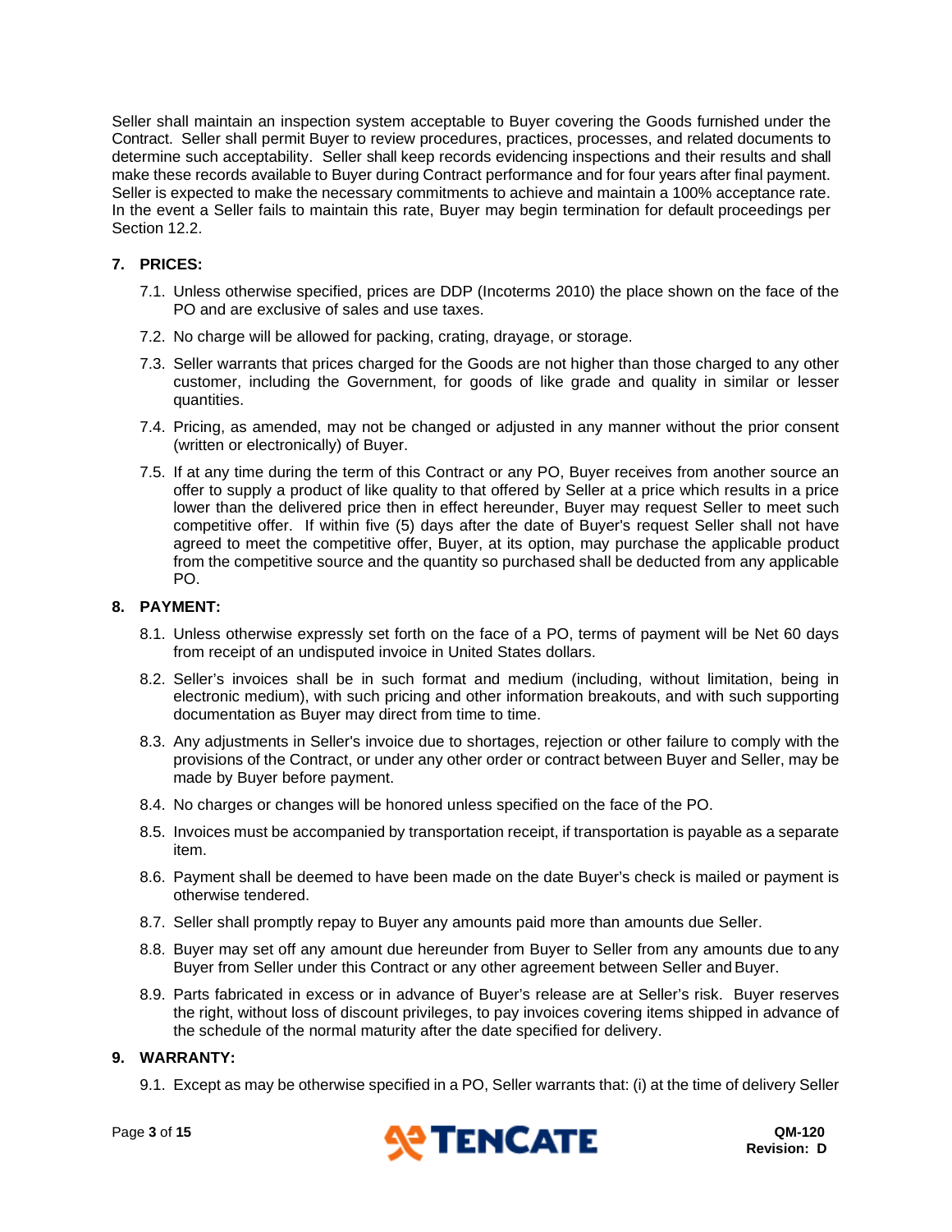Seller shall maintain an inspection system acceptable to Buyer covering the Goods furnished under the Contract. Seller shall permit Buyer to review procedures, practices, processes, and related documents to determine such acceptability. Seller shall keep records evidencing inspections and their results and shall make these records available to Buyer during Contract performance and for four years after final payment. Seller is expected to make the necessary commitments to achieve and maintain a 100% acceptance rate. In the event a Seller fails to maintain this rate, Buyer may begin termination for default proceedings per Section 12.2.

## 7. PRICES:

7.1. Unless otherwise specified, prices are DDP (Incoterms 2010) the place shown on the face of the PO and are exclusive of sales and use taxes.

7.2. No charge will be allowed for packing, crating, drayage, or storage.

7.3. Seller warrants that prices charged for the Goods are not higher than those charged to any other customer, including the Government, for goods of like grade and quality in similar or lesser quantities.

7.4. Pricing, as amended, may not be changed or adjusted in any manner without the prior consent (written or electronically) of Buyer.

7.5. If at any time during the term of this Contract or any PO, Buyer receives from another source an offer to supply a product of like quality to that offered by Seller at a price which results in a price lower than the delivered price then in effect hereunder, Buyer may request Seller to meet such competitive offer. If within five (5) days after the date of Buyer's request Seller shall not have agreed to meet the competitive offer, Buyer, at its option, may purchase the applicable product from the competitive source and the quantity so purchased shall be deducted from any applicable PO.

## 8. PAYMENT:

8.1. Unless otherwise expressly set forth on the face of a PO, terms of payment will be Net 60 days from receipt of an undisputed invoice in United States dollars.

8.2. Seller's invoices shall be in such format and medium (including, without limitation, being in electronic medium), with such pricing and other information breakouts, and with such supporting documentation as Buyer may direct from time to time.

8.3. Any adjustments in Seller's invoice due to shortages, rejection or other failure to comply with the provisions of the Contract, or under any other order or contract between Buyer and Seller, may be made by Buyer before payment.

8.4. No charges or changes will be honored unless specified on the face of the PO.

8.5. Invoices must be accompanied by transportation receipt, if transportation is payable as a separate item.

8.6. Payment shall be deemed to have been made on the date Buyer's check is mailed or payment is otherwise tendered.

8.7. Seller shall promptly repay to Buyer any amounts paid more than amounts due Seller.

8.8. Buyer may set off any amount due hereunder from Buyer to Seller from any amounts due to any Buyer from Seller under this Contract or any other agreement between Seller and Buyer.

8.9. Parts fabricated in excess or in advance of Buyer's release are at Seller's risk. Buyer reserves the right, without loss of discount privileges, to pay invoices covering items shipped in advance of the schedule of the normal maturity after the date specified for delivery.

## 9. WARRANTY:

9.1. Except as may be otherwise specified in a PO, Seller warrants that: (i) at the time of delivery Seller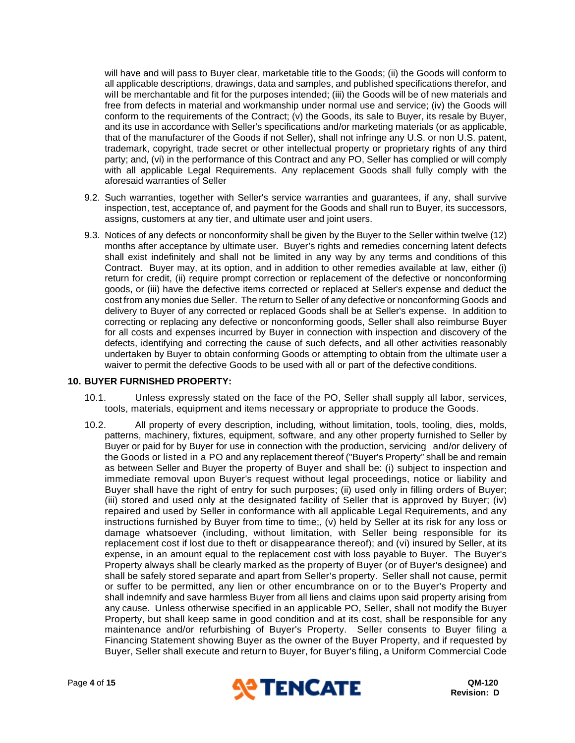will have and will pass to Buyer clear, marketable title to the Goods; (ii) the Goods will conform to all applicable descriptions, drawings, data and samples, and published specifications therefor, and will be merchantable and fit for the purposes intended; (iii) the Goods will be of new materials and free from defects in material and workmanship under normal use and service; (iv) the Goods will conform to the requirements of the Contract; (v) the Goods, its sale to Buyer, its resale by Buyer, and its use in accordance with Seller's specifications and/or marketing materials (or as applicable, that of the manufacturer of the Goods if not Seller), shall not infringe any U.S. or non U.S. patent, trademark, copyright, trade secret or other intellectual property or proprietary rights of any third party; and, (vi) in the performance of this Contract and any PO, Seller has complied or will comply with all applicable Legal Requirements. Any replacement Goods shall fully comply with the aforesaid warranties of Seller

9.2. Such warranties, together with Seller's service warranties and guarantees, if any, shall survive inspection, test, acceptance of, and payment for the Goods and shall run to Buyer, its successors, assigns, customers at any tier, and ultimate user and joint users.

9.3. Notices of any defects or nonconformity shall be given by the Buyer to the Seller within twelve (12) months after acceptance by ultimate user. Buyer's rights and remedies concerning latent defects shall exist indefinitely and shall not be limited in any way by any terms and conditions of this Contract. Buyer may, at its option, and in addition to other remedies available at law, either (i) return for credit, (ii) require prompt correction or replacement of the defective or nonconforming goods, or (iii) have the defective items corrected or replaced at Seller's expense and deduct the cost from any monies due Seller. The return to Seller of any defective or nonconforming Goods and delivery to Buyer of any corrected or replaced Goods shall be at Seller's expense. In addition to correcting or replacing any defective or nonconforming goods, Seller shall also reimburse Buyer for all costs and expenses incurred by Buyer in connection with inspection and discovery of the defects, identifying and correcting the cause of such defects, and all other activities reasonably undertaken by Buyer to obtain conforming Goods or attempting to obtain from the ultimate user a waiver to permit the defective Goods to be used with all or part of the defective conditions.

**10. BUYER FURNISHED PROPERTY:**

10.1. Unless expressly stated on the face of the PO, Seller shall supply all labor, services, tools, materials, equipment and items necessary or appropriate to produce the Goods.

10.2. All property of every description, including, without limitation, tools, tooling, dies, molds, patterns, machinery, fixtures, equipment, software, and any other property furnished to Seller by Buyer or paid for by Buyer for use in connection with the production, servicing and/or delivery of the Goods or listed in a PO and any replacement thereof ("Buyer's Property" shall be and remain as between Seller and Buyer the property of Buyer and shall be: (i) subject to inspection and immediate removal upon Buyer's request without legal proceedings, notice or liability and Buyer shall have the right of entry for such purposes; (ii) used only in filling orders of Buyer; (iii) stored and used only at the designated facility of Seller that is approved by Buyer; (iv) repaired and used by Seller in conformance with all applicable Legal Requirements, and any instructions furnished by Buyer from time to time;, (v) held by Seller at its risk for any loss or damage whatsoever (including, without limitation, with Seller being responsible for its replacement cost if lost due to theft or disappearance thereof); and (vi) insured by Seller, at its expense, in an amount equal to the replacement cost with loss payable to Buyer. The Buyer's Property always shall be clearly marked as the property of Buyer (or of Buyer's designee) and shall be safely stored separate and apart from Seller's property. Seller shall not cause, permit or suffer to be permitted, any lien or other encumbrance on or to the Buyer's Property and shall indemnify and save harmless Buyer from all liens and claims upon said property arising from any cause. Unless otherwise specified in an applicable PO, Seller, shall not modify the Buyer Property, but shall keep same in good condition and at its cost, shall be responsible for any maintenance and/or refurbishing of Buyer's Property. Seller consents to Buyer filing a Financing Statement showing Buyer as the owner of the Buyer Property, and if requested by Buyer, Seller shall execute and return to Buyer, for Buyer's filing, a Uniform Commercial Code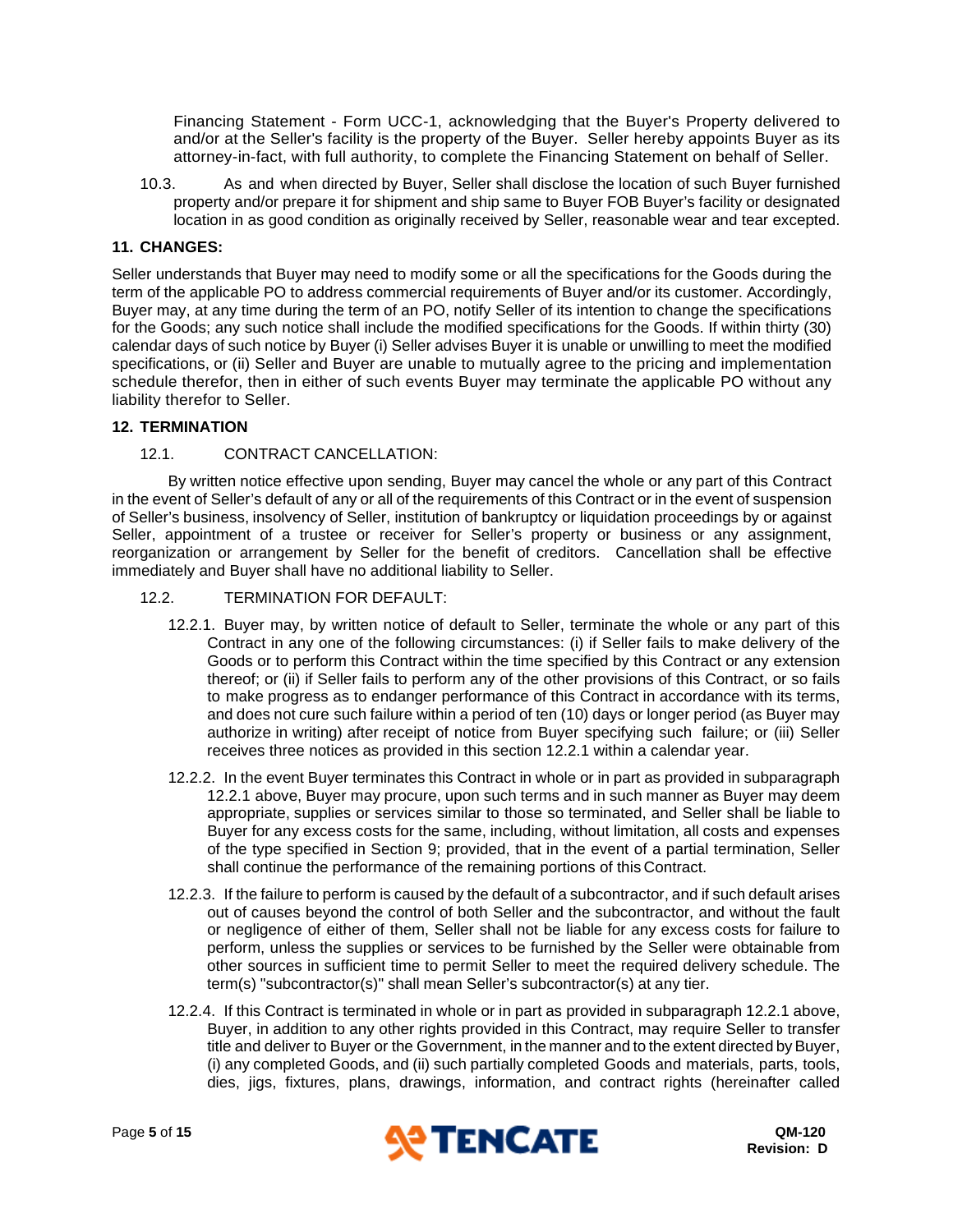Financing Statement - Form UCC-1, acknowledging that the Buyer's Property delivered to and/or at the Seller's facility is the property of the Buyer. Seller hereby appoints Buyer as its attorney-in-fact, with full authority, to complete the Financing Statement on behalf of Seller.

10.3. As and when directed by Buyer, Seller shall disclose the location of such Buyer furnished property and/or prepare it for shipment and ship same to Buyer FOB Buyer's facility or designated location in as good condition as originally received by Seller, reasonable wear and tear excepted.

## 11. CHANGES:

Seller understands that Buyer may need to modify some or all the specifications for the Goods during the term of the applicable PO to address commercial requirements of Buyer and/or its customer. Accordingly, Buyer may, at any time during the term of an PO, notify Seller of its intention to change the specifications for the Goods; any such notice shall include the modified specifications for the Goods. If within thirty (30) calendar days of such notice by Buyer (i) Seller advises Buyer it is unable or unwilling to meet the modified specifications, or (ii) Seller and Buyer are unable to mutually agree to the pricing and implementation schedule therefor, then in either of such events Buyer may terminate the applicable PO without any liability therefor to Seller.

## 12. TERMINATION

12.1. CONTRACT CANCELLATION:

By written notice effective upon sending, Buyer may cancel the whole or any part of this Contract in the event of Seller's default of any or all of the requirements of this Contract or in the event of suspension of Seller's business, insolvency of Seller, institution of bankruptcy or liquidation proceedings by or against Seller, appointment of a trustee or receiver for Seller's property or business or any assignment, reorganization or arrangement by Seller for the benefit of creditors. Cancellation shall be effective immediately and Buyer shall have no additional liability to Seller.

12.2. TERMINATION FOR DEFAULT:

12.2.1. Buyer may, by written notice of default to Seller, terminate the whole or any part of this Contract in any one of the following circumstances: (i) if Seller fails to make delivery of the Goods or to perform this Contract within the time specified by this Contract or any extension thereof; or (ii) if Seller fails to perform any of the other provisions of this Contract, or so fails to make progress as to endanger performance of this Contract in accordance with its terms, and does not cure such failure within a period of ten (10) days or longer period (as Buyer may authorize in writing) after receipt of notice from Buyer specifying such failure; or (iii) Seller receives three notices as provided in this section 12.2.1 within a calendar year.

12.2.2. In the event Buyer terminates this Contract in whole or in part as provided in subparagraph 12.2.1 above, Buyer may procure, upon such terms and in such manner as Buyer may deem appropriate, supplies or services similar to those so terminated, and Seller shall be liable to Buyer for any excess costs for the same, including, without limitation, all costs and expenses of the type specified in Section 9; provided, that in the event of a partial termination, Seller shall continue the performance of the remaining portions of this Contract.

12.2.3. If the failure to perform is caused by the default of a subcontractor, and if such default arises out of causes beyond the control of both Seller and the subcontractor, and without the fault or negligence of either of them, Seller shall not be liable for any excess costs for failure to perform, unless the supplies or services to be furnished by the Seller were obtainable from other sources in sufficient time to permit Seller to meet the required delivery schedule. The term(s) "subcontractor(s)" shall mean Seller's subcontractor(s) at any tier.

12.2.4. If this Contract is terminated in whole or in part as provided in subparagraph 12.2.1 above, Buyer, in addition to any other rights provided in this Contract, may require Seller to transfer title and deliver to Buyer or the Government, in the manner and to the extent directed by Buyer, (i) any completed Goods, and (ii) such partially completed Goods and materials, parts, tools, dies, jigs, fixtures, plans, drawings, information, and contract rights (hereinafter called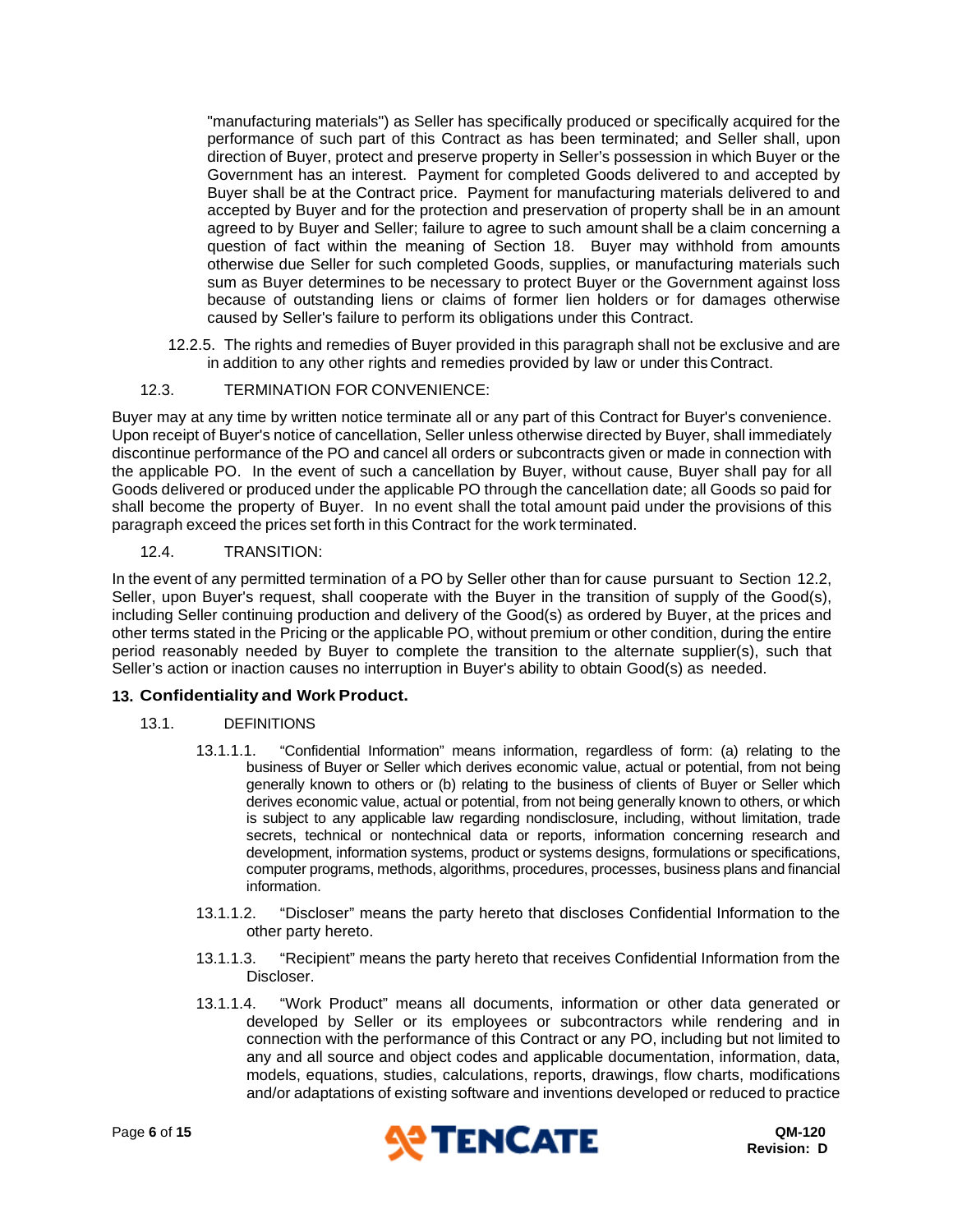"manufacturing materials") as Seller has specifically produced or specifically acquired for the performance of such part of this Contract as has been terminated; and Seller shall, upon direction of Buyer, protect and preserve property in Seller's possession in which Buyer or the Government has an interest. Payment for completed Goods delivered to and accepted by Buyer shall be at the Contract price. Payment for manufacturing materials delivered to and accepted by Buyer and for the protection and preservation of property shall be in an amount agreed to by Buyer and Seller; failure to agree to such amount shall be a claim concerning a question of fact within the meaning of Section 18. Buyer may withhold from amounts otherwise due Seller for such completed Goods, supplies, or manufacturing materials such sum as Buyer determines to be necessary to protect Buyer or the Government against loss because of outstanding liens or claims of former lien holders or for damages otherwise caused by Seller's failure to perform its obligations under this Contract.

12.2.5. The rights and remedies of Buyer provided in this paragraph shall not be exclusive and are in addition to any other rights and remedies provided by law or under this Contract.

12.3. TERMINATION FOR CONVENIENCE:

Buyer may at any time by written notice terminate all or any part of this Contract for Buyer's convenience. Upon receipt of Buyer's notice of cancellation, Seller unless otherwise directed by Buyer, shall immediately discontinue performance of the PO and cancel all orders or subcontracts given or made in connection with the applicable PO. In the event of such a cancellation by Buyer, without cause, Buyer shall pay for all Goods delivered or produced under the applicable PO through the cancellation date; all Goods so paid for shall become the property of Buyer. In no event shall the total amount paid under the provisions of this paragraph exceed the prices set forth in this Contract for the work terminated.

12.4. TRANSITION:

In the event of any permitted termination of a PO by Seller other than for cause pursuant to Section 12.2, Seller, upon Buyer's request, shall cooperate with the Buyer in the transition of supply of the Good(s), including Seller continuing production and delivery of the Good(s) as ordered by Buyer, at the prices and other terms stated in the Pricing or the applicable PO, without premium or other condition, during the entire period reasonably needed by Buyer to complete the transition to the alternate supplier(s), such that Seller's action or inaction causes no interruption in Buyer's ability to obtain Good(s) as needed.

## 13. Confidentiality and Work Product.

13.1. DEFINITIONS

13.1.1.1. "Confidential Information" means information, regardless of form: (a) relating to the business of Buyer or Seller which derives economic value, actual or potential, from not being generally known to others or (b) relating to the business of clients of Buyer or Seller which derives economic value, actual or potential, from not being generally known to others, or which is subject to any applicable law regarding nondisclosure, including, without limitation, trade secrets, technical or nontechnical data or reports, information concerning research and development, information systems, product or systems designs, formulations or specifications, computer programs, methods, algorithms, procedures, processes, business plans and financial information.

13.1.1.2. "Discloser" means the party hereto that discloses Confidential Information to the other party hereto.

13.1.1.3. "Recipient" means the party hereto that receives Confidential Information from the Discloser.

13.1.1.4. "Work Product" means all documents, information or other data generated or developed by Seller or its employees or subcontractors while rendering and in connection with the performance of this Contract or any PO, including but not limited to any and all source and object codes and applicable documentation, information, data, models, equations, studies, calculations, reports, drawings, flow charts, modifications and/or adaptations of existing software and inventions developed or reduced to practice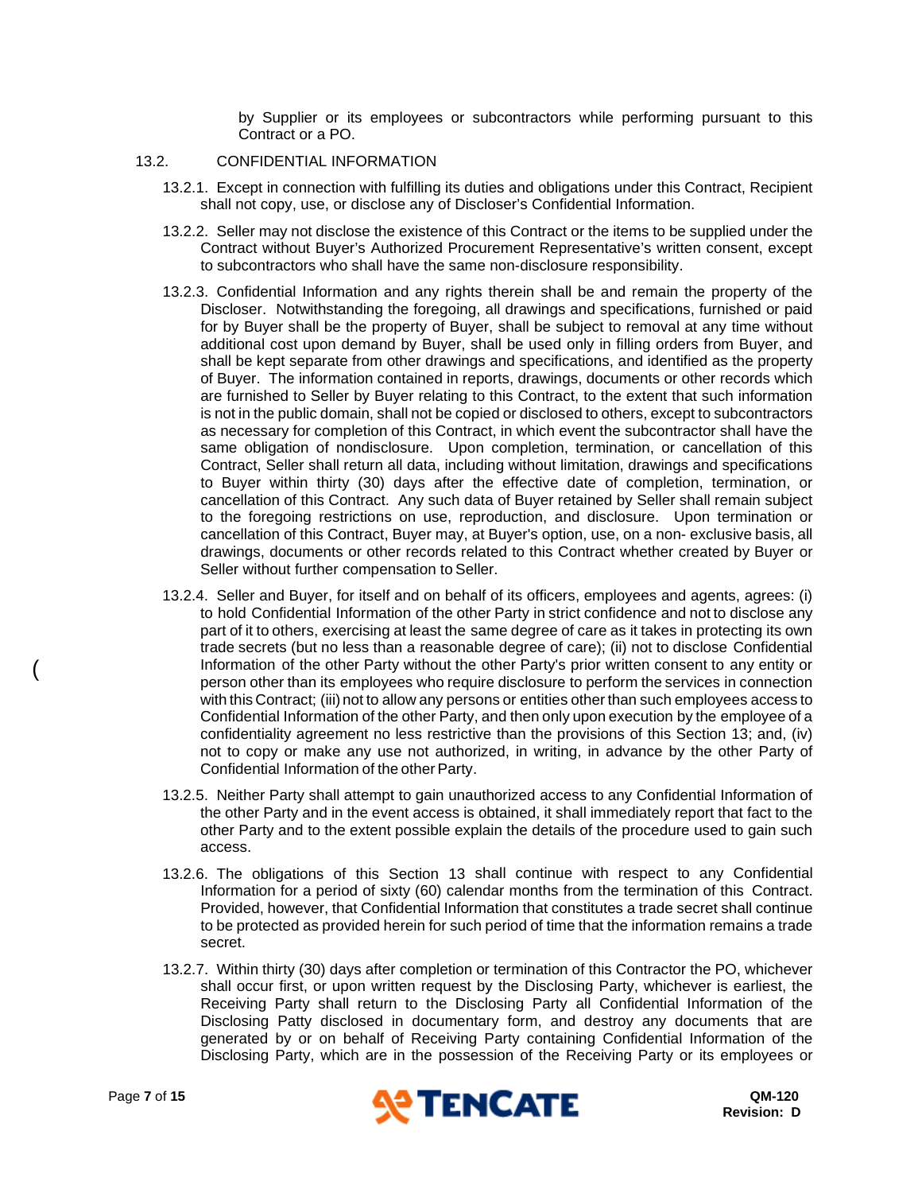by Supplier or its employees or subcontractors while performing pursuant to this Contract or a PO.

13.2. CONFIDENTIAL INFORMATION

13.2.1. Except in connection with fulfilling its duties and obligations under this Contract, Recipient shall not copy, use, or disclose any of Discloser's Confidential Information.

13.2.2. Seller may not disclose the existence of this Contract or the items to be supplied under the Contract without Buyer's Authorized Procurement Representative's written consent, except to subcontractors who shall have the same non-disclosure responsibility.

13.2.3. Confidential Information and any rights therein shall be and remain the property of the Discloser. Notwithstanding the foregoing, all drawings and specifications, furnished or paid for by Buyer shall be the property of Buyer, shall be subject to removal at any time without additional cost upon demand by Buyer, shall be used only in filling orders from Buyer, and shall be kept separate from other drawings and specifications, and identified as the property of Buyer. The information contained in reports, drawings, documents or other records which are furnished to Seller by Buyer relating to this Contract, to the extent that such information is not in the public domain, shall not be copied or disclosed to others, except to subcontractors as necessary for completion of this Contract, in which event the subcontractor shall have the same obligation of nondisclosure. Upon completion, termination, or cancellation of this Contract, Seller shall return all data, including without limitation, drawings and specifications to Buyer within thirty (30) days after the effective date of completion, termination, or cancellation of this Contract. Any such data of Buyer retained by Seller shall remain subject to the foregoing restrictions on use, reproduction, and disclosure. Upon termination or cancellation of this Contract, Buyer may, at Buyer's option, use, on a non- exclusive basis, all drawings, documents or other records related to this Contract whether created by Buyer or Seller without further compensation to Seller.

13.2.4. Seller and Buyer, for itself and on behalf of its officers, employees and agents, agrees: (i) to hold Confidential Information of the other Party in strict confidence and not to disclose any part of it to others, exercising at least the same degree of care as it takes in protecting its own trade secrets (but no less than a reasonable degree of care); (ii) not to disclose Confidential Information of the other Party without the other Party's prior written consent to any entity or person other than its employees who require disclosure to perform the services in connection with this Contract; (iii) not to allow any persons or entities other than such employees access to Confidential Information of the other Party, and then only upon execution by the employee of a confidentiality agreement no less restrictive than the provisions of this Section 13; and, (iv) not to copy or make any use not authorized, in writing, in advance by the other Party of Confidential Information of the other Party.

13.2.5. Neither Party shall attempt to gain unauthorized access to any Confidential Information of the other Party and in the event access is obtained, it shall immediately report that fact to the other Party and to the extent possible explain the details of the procedure used to gain such access.

13.2.6. The obligations of this Section 13 shall continue with respect to any Confidential Information for a period of sixty (60) calendar months from the termination of this Contract. Provided, however, that Confidential Information that constitutes a trade secret shall continue to be protected as provided herein for such period of time that the information remains a trade secret.

13.2.7. Within thirty (30) days after completion or termination of this Contractor the PO, whichever shall occur first, or upon written request by the Disclosing Party, whichever is earliest, the Receiving Party shall return to the Disclosing Party all Confidential Information of the Disclosing Patty disclosed in documentary form, and destroy any documents that are generated by or on behalf of Receiving Party containing Confidential Information of the Disclosing Party, which are in the possession of the Receiving Party or its employees or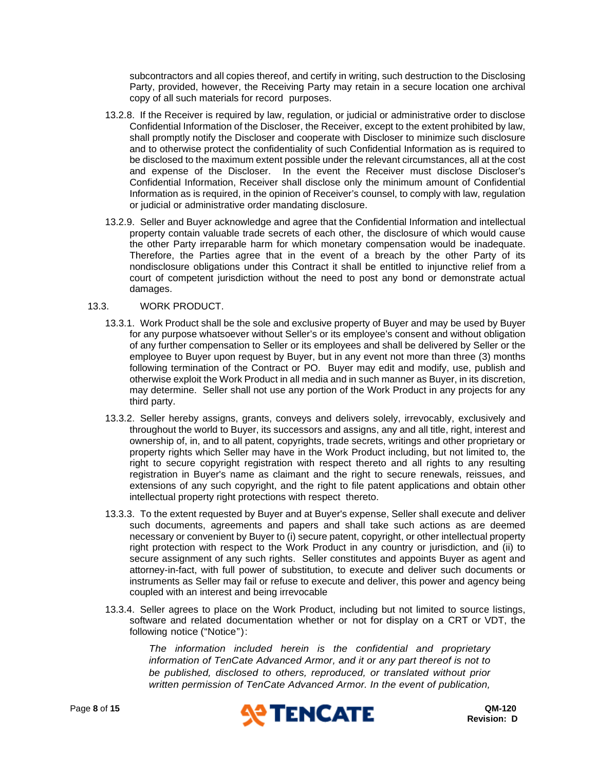subcontractors and all copies thereof, and certify in writing, such destruction to the Disclosing Party, provided, however, the Receiving Party may retain in a secure location one archival copy of all such materials for record purposes.

13.2.8. If the Receiver is required by law, regulation, or judicial or administrative order to disclose Confidential Information of the Discloser, the Receiver, except to the extent prohibited by law, shall promptly notify the Discloser and cooperate with Discloser to minimize such disclosure and to otherwise protect the confidentiality of such Confidential Information as is required to be disclosed to the maximum extent possible under the relevant circumstances, all at the cost and expense of the Discloser. In the event the Receiver must disclose Discloser's Confidential Information, Receiver shall disclose only the minimum amount of Confidential Information as is required, in the opinion of Receiver's counsel, to comply with law, regulation or judicial or administrative order mandating disclosure.

13.2.9. Seller and Buyer acknowledge and agree that the Confidential Information and intellectual property contain valuable trade secrets of each other, the disclosure of which would cause the other Party irreparable harm for which monetary compensation would be inadequate. Therefore, the Parties agree that in the event of a breach by the other Party of its nondisclosure obligations under this Contract it shall be entitled to injunctive relief from a court of competent jurisdiction without the need to post any bond or demonstrate actual damages.

13.3. WORK PRODUCT.

13.3.1. Work Product shall be the sole and exclusive property of Buyer and may be used by Buyer for any purpose whatsoever without Seller's or its employee's consent and without obligation of any further compensation to Seller or its employees and shall be delivered by Seller or the employee to Buyer upon request by Buyer, but in any event not more than three (3) months following termination of the Contract or PO. Buyer may edit and modify, use, publish and otherwise exploit the Work Product in all media and in such manner as Buyer, in its discretion, may determine. Seller shall not use any portion of the Work Product in any projects for any third party.

13.3.2. Seller hereby assigns, grants, conveys and delivers solely, irrevocably, exclusively and throughout the world to Buyer, its successors and assigns, any and all title, right, interest and ownership of, in, and to all patent, copyrights, trade secrets, writings and other proprietary or property rights which Seller may have in the Work Product including, but not limited to, the right to secure copyright registration with respect thereto and all rights to any resulting registration in Buyer's name as claimant and the right to secure renewals, reissues, and extensions of any such copyright, and the right to file patent applications and obtain other intellectual property right protections with respect thereto.

13.3.3. To the extent requested by Buyer and at Buyer's expense, Seller shall execute and deliver such documents, agreements and papers and shall take such actions as are deemed necessary or convenient by Buyer to (i) secure patent, copyright, or other intellectual property right protection with respect to the Work Product in any country or jurisdiction, and (ii) to secure assignment of any such rights. Seller constitutes and appoints Buyer as agent and attorney-in-fact, with full power of substitution, to execute and deliver such documents or instruments as Seller may fail or refuse to execute and deliver, this power and agency being coupled with an interest and being irrevocable

13.3.4. Seller agrees to place on the Work Product, including but not limited to source listings, software and related documentation whether or not for display on a CRT or VDT, the following notice ("Notice"):

> *The information included herein is the confidential and proprietary information of TenCate Advanced Armor, and it or any part thereof is not to be published, disclosed to others, reproduced, or translated without prior written permission of TenCate Advanced Armor. In the event of publication,*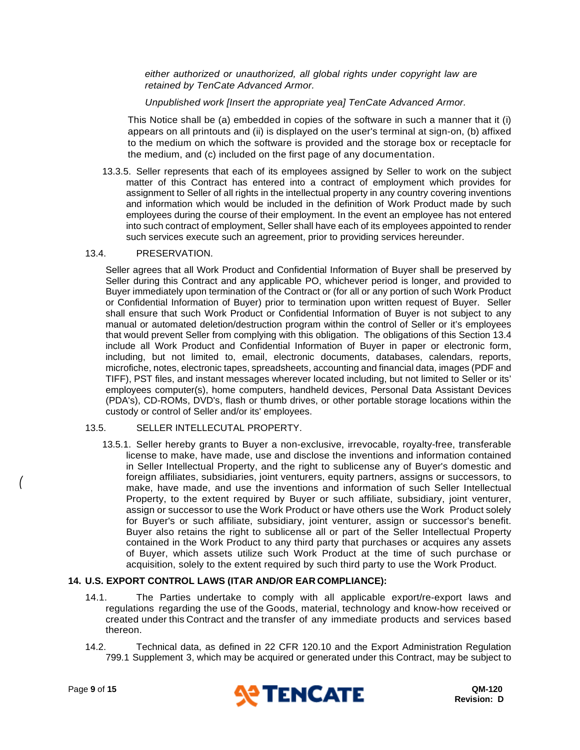*either authorized or unauthorized, all global rights under copyright law are retained by TenCate Advanced Armor.*

*Unpublished work [Insert the appropriate yea] TenCate Advanced Armor.*

This Notice shall be (a) embedded in copies of the software in such a manner that it (i) appears on all printouts and (ii) is displayed on the user's terminal at sign-on, (b) affixed to the medium on which the software is provided and the storage box or receptacle for the medium, and (c) included on the first page of any documentation.

13.3.5. Seller represents that each of its employees assigned by Seller to work on the subject matter of this Contract has entered into a contract of employment which provides for assignment to Seller of all rights in the intellectual property in any country covering inventions and information which would be included in the definition of Work Product made by such employees during the course of their employment. In the event an employee has not entered into such contract of employment, Seller shall have each of its employees appointed to render such services execute such an agreement, prior to providing services hereunder.

13.4. PRESERVATION.

Seller agrees that all Work Product and Confidential Information of Buyer shall be preserved by Seller during this Contract and any applicable PO, whichever period is longer, and provided to Buyer immediately upon termination of the Contract or (for all or any portion of such Work Product or Confidential Information of Buyer) prior to termination upon written request of Buyer. Seller shall ensure that such Work Product or Confidential Information of Buyer is not subject to any manual or automated deletion/destruction program within the control of Seller or it's employees that would prevent Seller from complying with this obligation. The obligations of this Section 13.4 include all Work Product and Confidential Information of Buyer in paper or electronic form, including, but not limited to, email, electronic documents, databases, calendars, reports, microfiche, notes, electronic tapes, spreadsheets, accounting and financial data, images (PDF and TIFF), PST files, and instant messages wherever located including, but not limited to Seller or its' employees computer(s), home computers, handheld devices, Personal Data Assistant Devices (PDA's), CD-ROMs, DVD's, flash or thumb drives, or other portable storage locations within the custody or control of Seller and/or its' employees.

13.5. SELLER INTELLECUTAL PROPERTY.

13.5.1. Seller hereby grants to Buyer a non-exclusive, irrevocable, royalty-free, transferable license to make, have made, use and disclose the inventions and information contained in Seller Intellectual Property, and the right to sublicense any of Buyer's domestic and foreign affiliates, subsidiaries, joint venturers, equity partners, assigns or successors, to make, have made, and use the inventions and information of such Seller Intellectual Property, to the extent required by Buyer or such affiliate, subsidiary, joint venturer, assign or successor to use the Work Product or have others use the Work Product solely for Buyer's or such affiliate, subsidiary, joint venturer, assign or successor's benefit. Buyer also retains the right to sublicense all or part of the Seller Intellectual Property contained in the Work Product to any third party that purchases or acquires any assets of Buyer, which assets utilize such Work Product at the time of such purchase or acquisition, solely to the extent required by such third party to use the Work Product.

## 14. U.S. EXPORT CONTROL LAWS (ITAR AND/OR EAR COMPLIANCE):

14.1. The Parties undertake to comply with all applicable export/re-export laws and regulations regarding the use of the Goods, material, technology and know-how received or created under this Contract and the transfer of any immediate products and services based thereon.

14.2. Technical data, as defined in 22 CFR 120.10 and the Export Administration Regulation 799.1 Supplement 3, which may be acquired or generated under this Contract, may be subject to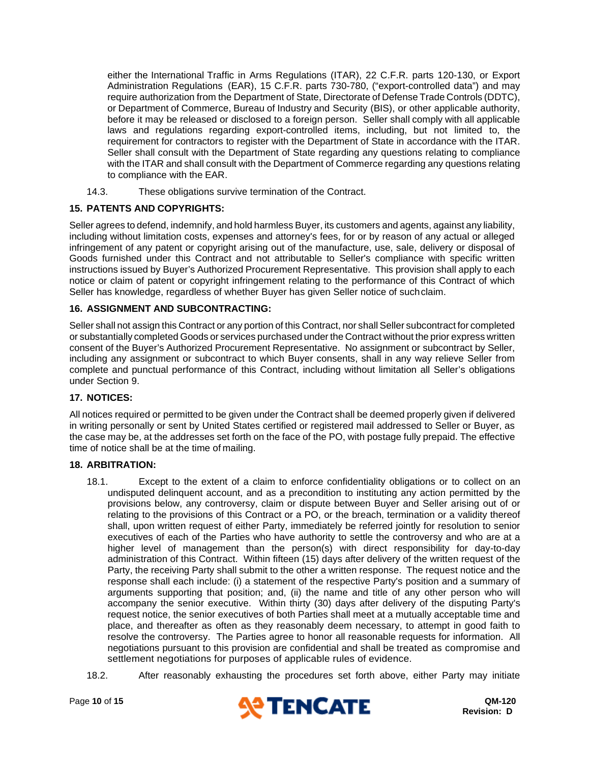either the International Traffic in Arms Regulations (ITAR), 22 C.F.R. parts 120-130, or Export Administration Regulations (EAR), 15 C.F.R. parts 730-780, ("export-controlled data") and may require authorization from the Department of State, Directorate of Defense Trade Controls (DDTC), or Department of Commerce, Bureau of Industry and Security (BIS), or other applicable authority, before it may be released or disclosed to a foreign person. Seller shall comply with all applicable laws and regulations regarding export-controlled items, including, but not limited to, the requirement for contractors to register with the Department of State in accordance with the ITAR. Seller shall consult with the Department of State regarding any questions relating to compliance with the ITAR and shall consult with the Department of Commerce regarding any questions relating to compliance with the EAR.

14.3. These obligations survive termination of the Contract.

## 15. PATENTS AND COPYRIGHTS:

Seller agrees to defend, indemnify, and hold harmless Buyer, its customers and agents, against any liability, including without limitation costs, expenses and attorney's fees, for or by reason of any actual or alleged infringement of any patent or copyright arising out of the manufacture, use, sale, delivery or disposal of Goods furnished under this Contract and not attributable to Seller's compliance with specific written instructions issued by Buyer's Authorized Procurement Representative. This provision shall apply to each notice or claim of patent or copyright infringement relating to the performance of this Contract of which Seller has knowledge, regardless of whether Buyer has given Seller notice of such claim.

## 16. ASSIGNMENT AND SUBCONTRACTING:

Seller shall not assign this Contract or any portion of this Contract, nor shall Seller subcontract for completed or substantially completed Goods or services purchased under the Contract without the prior express written consent of the Buyer's Authorized Procurement Representative. No assignment or subcontract by Seller, including any assignment or subcontract to which Buyer consents, shall in any way relieve Seller from complete and punctual performance of this Contract, including without limitation all Seller's obligations under Section 9.

## 17. NOTICES:

All notices required or permitted to be given under the Contract shall be deemed properly given if delivered in writing personally or sent by United States certified or registered mail addressed to Seller or Buyer, as the case may be, at the addresses set forth on the face of the PO, with postage fully prepaid. The effective time of notice shall be at the time of mailing.

## 18. ARBITRATION:

18.1. Except to the extent of a claim to enforce confidentiality obligations or to collect on an undisputed delinquent account, and as a precondition to instituting any action permitted by the provisions below, any controversy, claim or dispute between Buyer and Seller arising out of or relating to the provisions of this Contract or a PO, or the breach, termination or a validity thereof shall, upon written request of either Party, immediately be referred jointly for resolution to senior executives of each of the Parties who have authority to settle the controversy and who are at a higher level of management than the person(s) with direct responsibility for day-to-day administration of this Contract. Within fifteen (15) days after delivery of the written request of the Party, the receiving Party shall submit to the other a written response. The request notice and the response shall each include: (i) a statement of the respective Party's position and a summary of arguments supporting that position; and, (ii) the name and title of any other person who will accompany the senior executive. Within thirty (30) days after delivery of the disputing Party's request notice, the senior executives of both Parties shall meet at a mutually acceptable time and place, and thereafter as often as they reasonably deem necessary, to attempt in good faith to resolve the controversy. The Parties agree to honor all reasonable requests for information. All negotiations pursuant to this provision are confidential and shall be treated as compromise and settlement negotiations for purposes of applicable rules of evidence.

18.2. After reasonably exhausting the procedures set forth above, either Party may initiate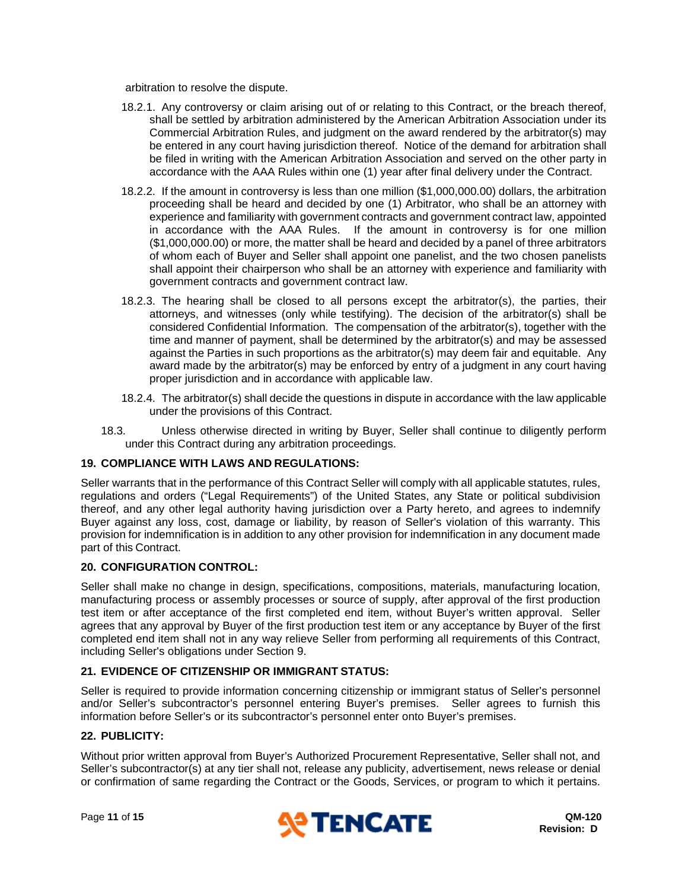arbitration to resolve the dispute.

18.2.1. Any controversy or claim arising out of or relating to this Contract, or the breach thereof, shall be settled by arbitration administered by the American Arbitration Association under its Commercial Arbitration Rules, and judgment on the award rendered by the arbitrator(s) may be entered in any court having jurisdiction thereof. Notice of the demand for arbitration shall be filed in writing with the American Arbitration Association and served on the other party in accordance with the AAA Rules within one (1) year after final delivery under the Contract.

18.2.2. If the amount in controversy is less than one million ($1,000,000.00) dollars, the arbitration proceeding shall be heard and decided by one (1) Arbitrator, who shall be an attorney with experience and familiarity with government contracts and government contract law, appointed in accordance with the AAA Rules. If the amount in controversy is for one million ($1,000,000.00) or more, the matter shall be heard and decided by a panel of three arbitrators of whom each of Buyer and Seller shall appoint one panelist, and the two chosen panelists shall appoint their chairperson who shall be an attorney with experience and familiarity with government contracts and government contract law.

18.2.3. The hearing shall be closed to all persons except the arbitrator(s), the parties, their attorneys, and witnesses (only while testifying). The decision of the arbitrator(s) shall be considered Confidential Information. The compensation of the arbitrator(s), together with the time and manner of payment, shall be determined by the arbitrator(s) and may be assessed against the Parties in such proportions as the arbitrator(s) may deem fair and equitable. Any award made by the arbitrator(s) may be enforced by entry of a judgment in any court having proper jurisdiction and in accordance with applicable law.

18.2.4. The arbitrator(s) shall decide the questions in dispute in accordance with the law applicable under the provisions of this Contract.

18.3. Unless otherwise directed in writing by Buyer, Seller shall continue to diligently perform under this Contract during any arbitration proceedings.

### 19. COMPLIANCE WITH LAWS AND REGULATIONS:

Seller warrants that in the performance of this Contract Seller will comply with all applicable statutes, rules, regulations and orders ("Legal Requirements") of the United States, any State or political subdivision thereof, and any other legal authority having jurisdiction over a Party hereto, and agrees to indemnify Buyer against any loss, cost, damage or liability, by reason of Seller's violation of this warranty. This provision for indemnification is in addition to any other provision for indemnification in any document made part of this Contract.

### 20. CONFIGURATION CONTROL:

Seller shall make no change in design, specifications, compositions, materials, manufacturing location, manufacturing process or assembly processes or source of supply, after approval of the first production test item or after acceptance of the first completed end item, without Buyer's written approval. Seller agrees that any approval by Buyer of the first production test item or any acceptance by Buyer of the first completed end item shall not in any way relieve Seller from performing all requirements of this Contract, including Seller's obligations under Section 9.

### 21. EVIDENCE OF CITIZENSHIP OR IMMIGRANT STATUS:

Seller is required to provide information concerning citizenship or immigrant status of Seller's personnel and/or Seller's subcontractor's personnel entering Buyer's premises. Seller agrees to furnish this information before Seller's or its subcontractor's personnel enter onto Buyer's premises.

### 22. PUBLICITY:

Without prior written approval from Buyer's Authorized Procurement Representative, Seller shall not, and Seller's subcontractor(s) at any tier shall not, release any publicity, advertisement, news release or denial or confirmation of same regarding the Contract or the Goods, Services, or program to which it pertains.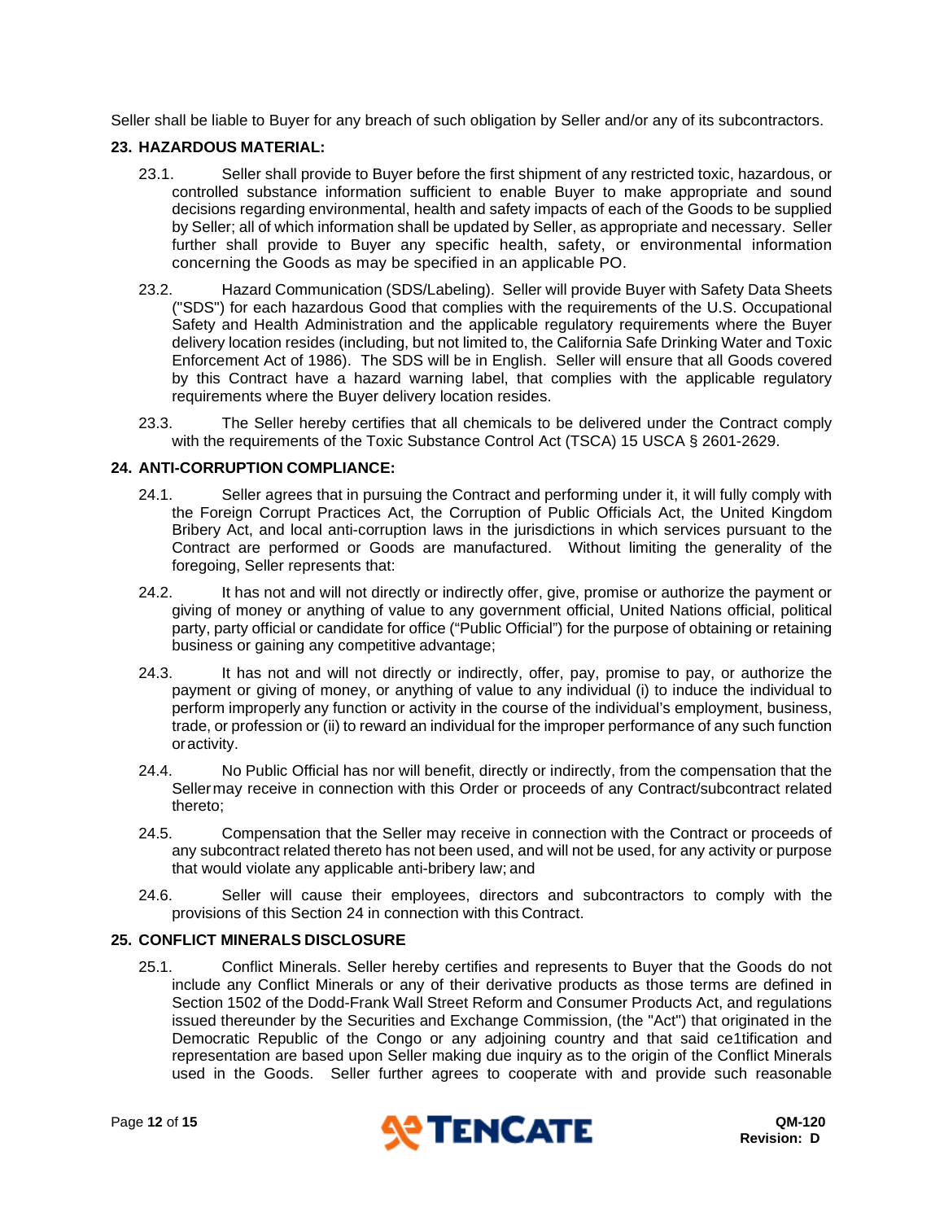Seller shall be liable to Buyer for any breach of such obligation by Seller and/or any of its subcontractors.

## 23. HAZARDOUS MATERIAL:

23.1. Seller shall provide to Buyer before the first shipment of any restricted toxic, hazardous, or controlled substance information sufficient to enable Buyer to make appropriate and sound decisions regarding environmental, health and safety impacts of each of the Goods to be supplied by Seller; all of which information shall be updated by Seller, as appropriate and necessary. Seller further shall provide to Buyer any specific health, safety, or environmental information concerning the Goods as may be specified in an applicable PO.

23.2. Hazard Communication (SDS/Labeling). Seller will provide Buyer with Safety Data Sheets ("SDS") for each hazardous Good that complies with the requirements of the U.S. Occupational Safety and Health Administration and the applicable regulatory requirements where the Buyer delivery location resides (including, but not limited to, the California Safe Drinking Water and Toxic Enforcement Act of 1986). The SDS will be in English. Seller will ensure that all Goods covered by this Contract have a hazard warning label, that complies with the applicable regulatory requirements where the Buyer delivery location resides.

23.3. The Seller hereby certifies that all chemicals to be delivered under the Contract comply with the requirements of the Toxic Substance Control Act (TSCA) 15 USCA § 2601-2629.

## 24. ANTI-CORRUPTION COMPLIANCE:

24.1. Seller agrees that in pursuing the Contract and performing under it, it will fully comply with the Foreign Corrupt Practices Act, the Corruption of Public Officials Act, the United Kingdom Bribery Act, and local anti-corruption laws in the jurisdictions in which services pursuant to the Contract are performed or Goods are manufactured. Without limiting the generality of the foregoing, Seller represents that:

24.2. It has not and will not directly or indirectly offer, give, promise or authorize the payment or giving of money or anything of value to any government official, United Nations official, political party, party official or candidate for office ("Public Official") for the purpose of obtaining or retaining business or gaining any competitive advantage;

24.3. It has not and will not directly or indirectly, offer, pay, promise to pay, or authorize the payment or giving of money, or anything of value to any individual (i) to induce the individual to perform improperly any function or activity in the course of the individual's employment, business, trade, or profession or (ii) to reward an individual for the improper performance of any such function or activity.

24.4. No Public Official has nor will benefit, directly or indirectly, from the compensation that the Seller may receive in connection with this Order or proceeds of any Contract/subcontract related thereto;

24.5. Compensation that the Seller may receive in connection with the Contract or proceeds of any subcontract related thereto has not been used, and will not be used, for any activity or purpose that would violate any applicable anti-bribery law; and

24.6. Seller will cause their employees, directors and subcontractors to comply with the provisions of this Section 24 in connection with this Contract.

## 25. CONFLICT MINERALS DISCLOSURE

25.1. Conflict Minerals. Seller hereby certifies and represents to Buyer that the Goods do not include any Conflict Minerals or any of their derivative products as those terms are defined in Section 1502 of the Dodd-Frank Wall Street Reform and Consumer Products Act, and regulations issued thereunder by the Securities and Exchange Commission, (the "Act") that originated in the Democratic Republic of the Congo or any adjoining country and that said ce1tification and representation are based upon Seller making due inquiry as to the origin of the Conflict Minerals used in the Goods. Seller further agrees to cooperate with and provide such reasonable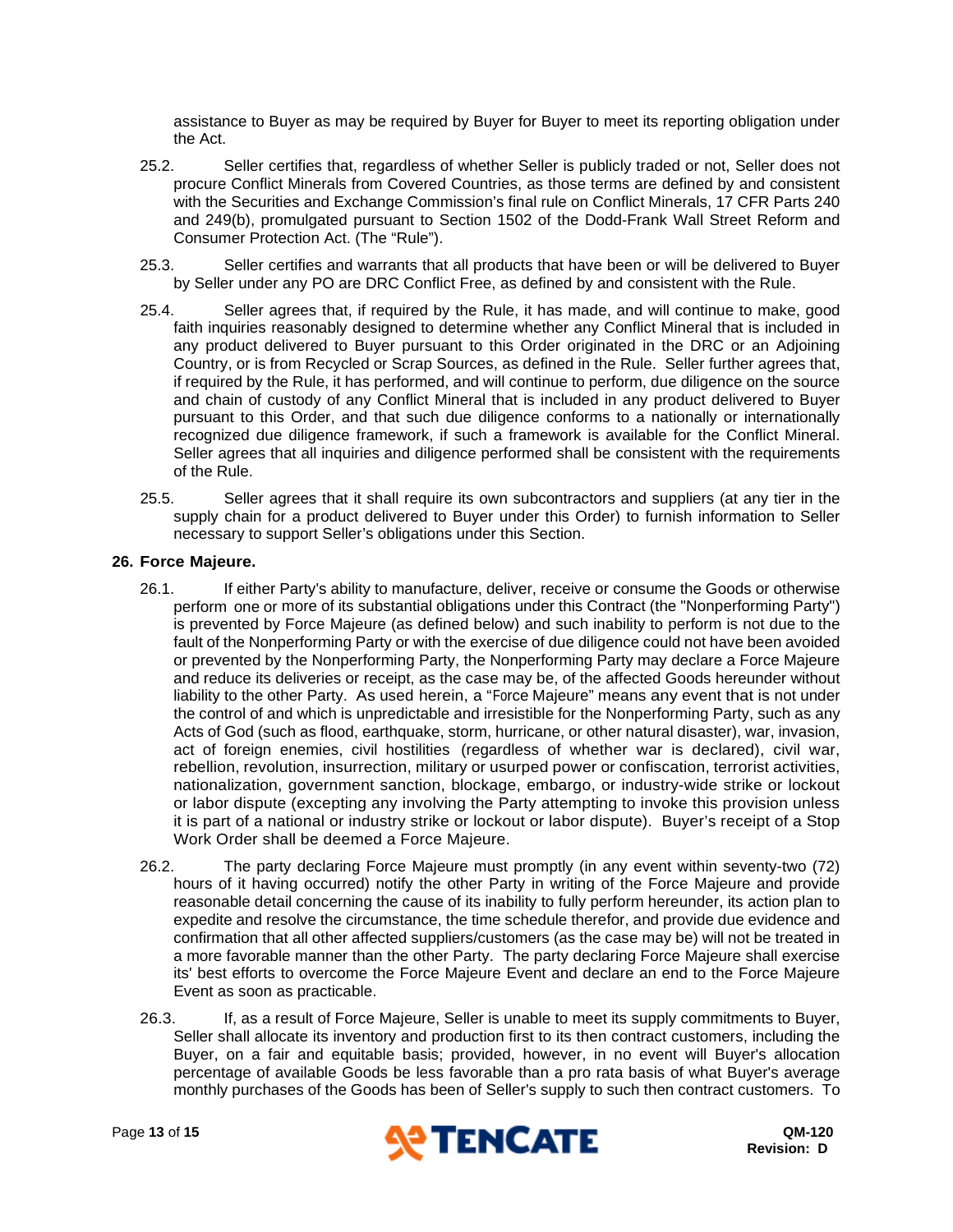assistance to Buyer as may be required by Buyer for Buyer to meet its reporting obligation under the Act.

25.2. Seller certifies that, regardless of whether Seller is publicly traded or not, Seller does not procure Conflict Minerals from Covered Countries, as those terms are defined by and consistent with the Securities and Exchange Commission's final rule on Conflict Minerals, 17 CFR Parts 240 and 249(b), promulgated pursuant to Section 1502 of the Dodd-Frank Wall Street Reform and Consumer Protection Act. (The "Rule").

25.3. Seller certifies and warrants that all products that have been or will be delivered to Buyer by Seller under any PO are DRC Conflict Free, as defined by and consistent with the Rule.

25.4. Seller agrees that, if required by the Rule, it has made, and will continue to make, good faith inquiries reasonably designed to determine whether any Conflict Mineral that is included in any product delivered to Buyer pursuant to this Order originated in the DRC or an Adjoining Country, or is from Recycled or Scrap Sources, as defined in the Rule. Seller further agrees that, if required by the Rule, it has performed, and will continue to perform, due diligence on the source and chain of custody of any Conflict Mineral that is included in any product delivered to Buyer pursuant to this Order, and that such due diligence conforms to a nationally or internationally recognized due diligence framework, if such a framework is available for the Conflict Mineral. Seller agrees that all inquiries and diligence performed shall be consistent with the requirements of the Rule.

25.5. Seller agrees that it shall require its own subcontractors and suppliers (at any tier in the supply chain for a product delivered to Buyer under this Order) to furnish information to Seller necessary to support Seller's obligations under this Section.

## 26. Force Majeure.

26.1. If either Party's ability to manufacture, deliver, receive or consume the Goods or otherwise perform one or more of its substantial obligations under this Contract (the "Nonperforming Party") is prevented by Force Majeure (as defined below) and such inability to perform is not due to the fault of the Nonperforming Party or with the exercise of due diligence could not have been avoided or prevented by the Nonperforming Party, the Nonperforming Party may declare a Force Majeure and reduce its deliveries or receipt, as the case may be, of the affected Goods hereunder without liability to the other Party. As used herein, a "Force Majeure" means any event that is not under the control of and which is unpredictable and irresistible for the Nonperforming Party, such as any Acts of God (such as flood, earthquake, storm, hurricane, or other natural disaster), war, invasion, act of foreign enemies, civil hostilities (regardless of whether war is declared), civil war, rebellion, revolution, insurrection, military or usurped power or confiscation, terrorist activities, nationalization, government sanction, blockage, embargo, or industry-wide strike or lockout or labor dispute (excepting any involving the Party attempting to invoke this provision unless it is part of a national or industry strike or lockout or labor dispute). Buyer's receipt of a Stop Work Order shall be deemed a Force Majeure.

26.2. The party declaring Force Majeure must promptly (in any event within seventy-two (72) hours of it having occurred) notify the other Party in writing of the Force Majeure and provide reasonable detail concerning the cause of its inability to fully perform hereunder, its action plan to expedite and resolve the circumstance, the time schedule therefor, and provide due evidence and confirmation that all other affected suppliers/customers (as the case may be) will not be treated in a more favorable manner than the other Party. The party declaring Force Majeure shall exercise its' best efforts to overcome the Force Majeure Event and declare an end to the Force Majeure Event as soon as practicable.

26.3. If, as a result of Force Majeure, Seller is unable to meet its supply commitments to Buyer, Seller shall allocate its inventory and production first to its then contract customers, including the Buyer, on a fair and equitable basis; provided, however, in no event will Buyer's allocation percentage of available Goods be less favorable than a pro rata basis of what Buyer's average monthly purchases of the Goods has been of Seller's supply to such then contract customers. To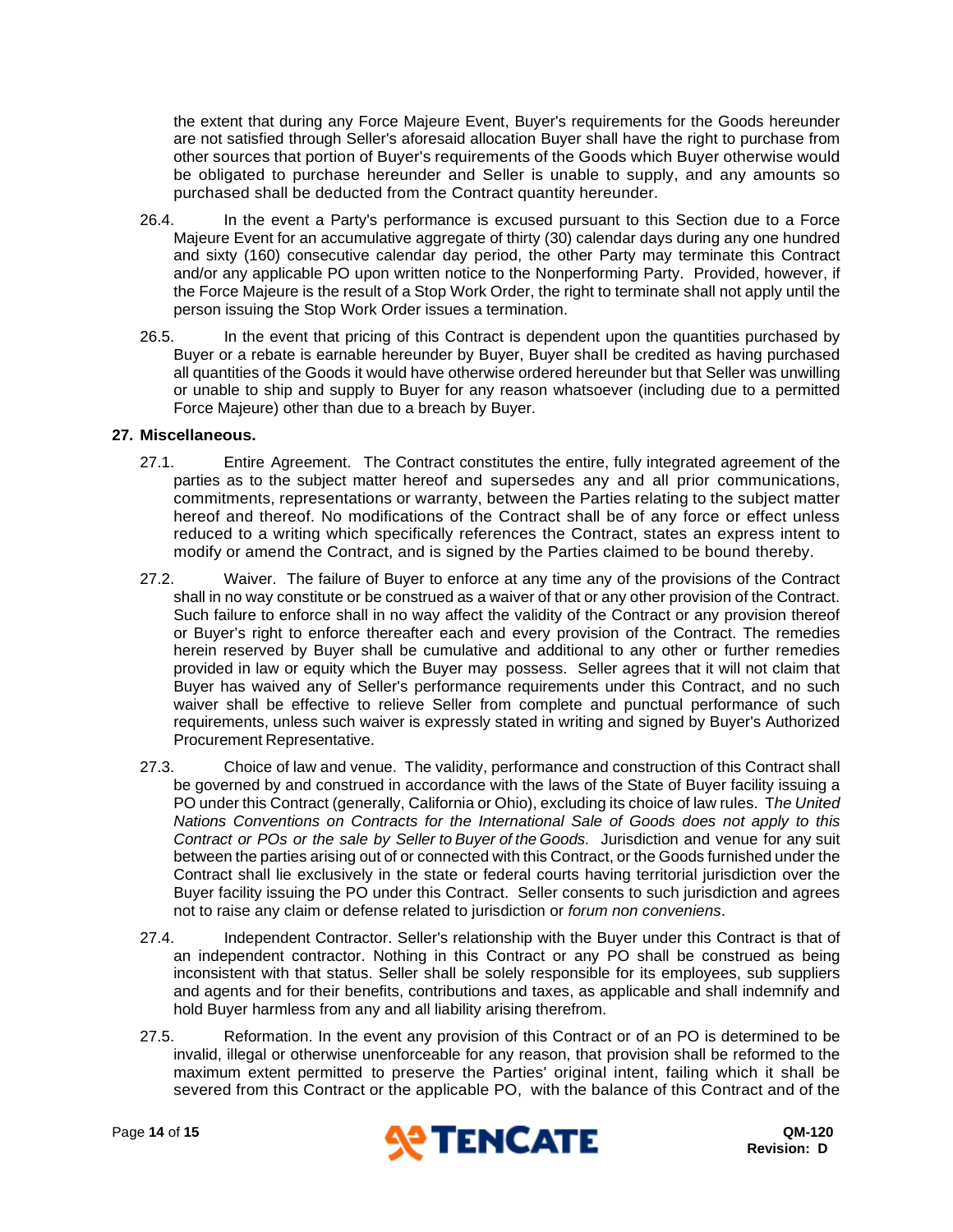the extent that during any Force Majeure Event, Buyer's requirements for the Goods hereunder are not satisfied through Seller's aforesaid allocation Buyer shall have the right to purchase from other sources that portion of Buyer's requirements of the Goods which Buyer otherwise would be obligated to purchase hereunder and Seller is unable to supply, and any amounts so purchased shall be deducted from the Contract quantity hereunder.

26.4. In the event a Party's performance is excused pursuant to this Section due to a Force Majeure Event for an accumulative aggregate of thirty (30) calendar days during any one hundred and sixty (160) consecutive calendar day period, the other Party may terminate this Contract and/or any applicable PO upon written notice to the Nonperforming Party. Provided, however, if the Force Majeure is the result of a Stop Work Order, the right to terminate shall not apply until the person issuing the Stop Work Order issues a termination.

26.5. In the event that pricing of this Contract is dependent upon the quantities purchased by Buyer or a rebate is earnable hereunder by Buyer, Buyer shall be credited as having purchased all quantities of the Goods it would have otherwise ordered hereunder but that Seller was unwilling or unable to ship and supply to Buyer for any reason whatsoever (including due to a permitted Force Majeure) other than due to a breach by Buyer.

**27. Miscellaneous.**

27.1. Entire Agreement. The Contract constitutes the entire, fully integrated agreement of the parties as to the subject matter hereof and supersedes any and all prior communications, commitments, representations or warranty, between the Parties relating to the subject matter hereof and thereof. No modifications of the Contract shall be of any force or effect unless reduced to a writing which specifically references the Contract, states an express intent to modify or amend the Contract, and is signed by the Parties claimed to be bound thereby.

27.2. Waiver. The failure of Buyer to enforce at any time any of the provisions of the Contract shall in no way constitute or be construed as a waiver of that or any other provision of the Contract. Such failure to enforce shall in no way affect the validity of the Contract or any provision thereof or Buyer's right to enforce thereafter each and every provision of the Contract. The remedies herein reserved by Buyer shall be cumulative and additional to any other or further remedies provided in law or equity which the Buyer may possess. Seller agrees that it will not claim that Buyer has waived any of Seller's performance requirements under this Contract, and no such waiver shall be effective to relieve Seller from complete and punctual performance of such requirements, unless such waiver is expressly stated in writing and signed by Buyer's Authorized Procurement Representative.

27.3. Choice of law and venue. The validity, performance and construction of this Contract shall be governed by and construed in accordance with the laws of the State of Buyer facility issuing a PO under this Contract (generally, California or Ohio), excluding its choice of law rules. T*he United Nations Conventions on Contracts for the International Sale of Goods does not apply to this Contract or POs or the sale by Seller to Buyer of the Goods.* Jurisdiction and venue for any suit between the parties arising out of or connected with this Contract, or the Goods furnished under the Contract shall lie exclusively in the state or federal courts having territorial jurisdiction over the Buyer facility issuing the PO under this Contract. Seller consents to such jurisdiction and agrees not to raise any claim or defense related to jurisdiction or *forum non conveniens*.

27.4. Independent Contractor. Seller's relationship with the Buyer under this Contract is that of an independent contractor. Nothing in this Contract or any PO shall be construed as being inconsistent with that status. Seller shall be solely responsible for its employees, sub suppliers and agents and for their benefits, contributions and taxes, as applicable and shall indemnify and hold Buyer harmless from any and all liability arising therefrom.

27.5. Reformation. In the event any provision of this Contract or of an PO is determined to be invalid, illegal or otherwise unenforceable for any reason, that provision shall be reformed to the maximum extent permitted to preserve the Parties' original intent, failing which it shall be severed from this Contract or the applicable PO, with the balance of this Contract and of the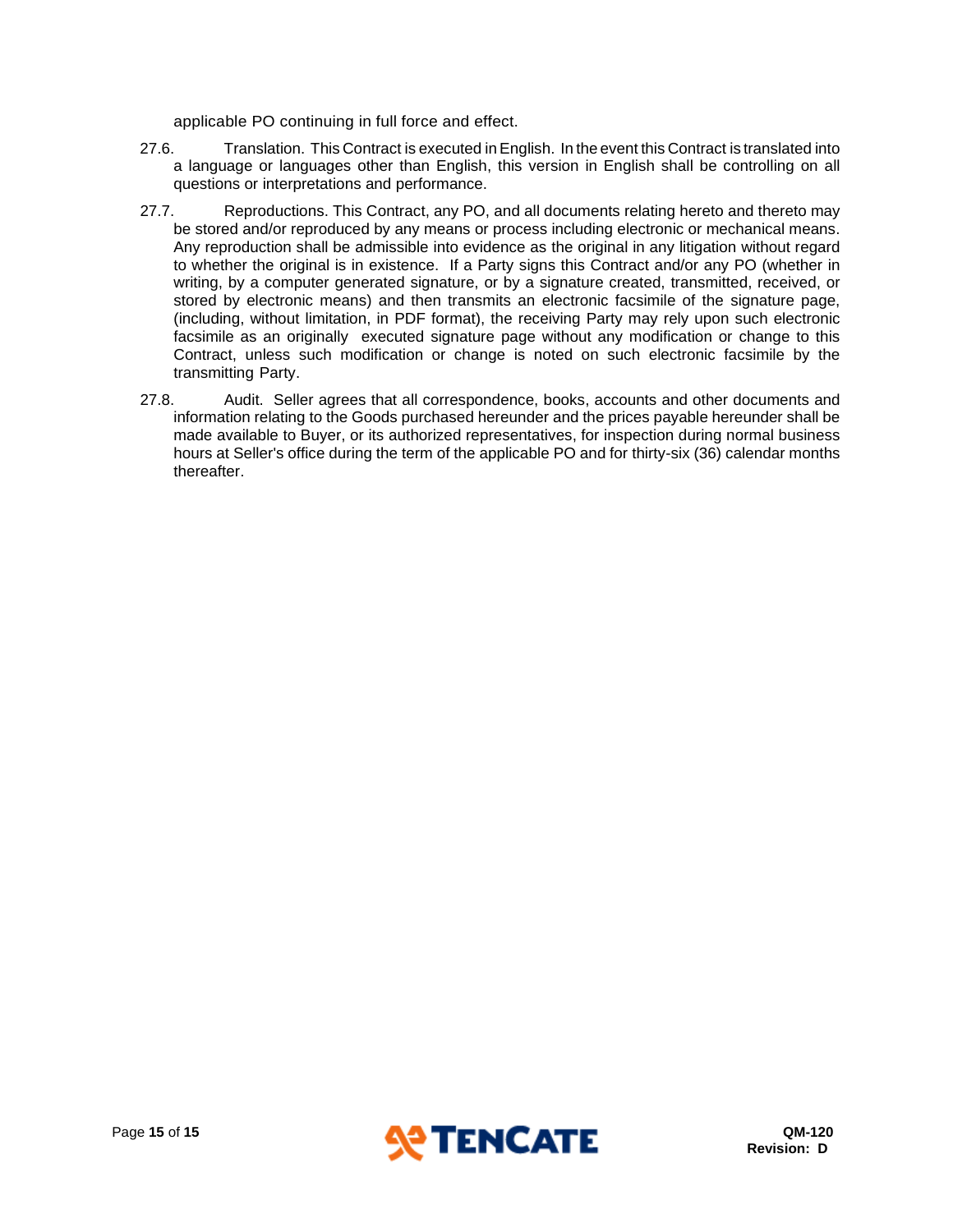applicable PO continuing in full force and effect.

27.6. Translation. This Contract is executed in English. In the event this Contract is translated into a language or languages other than English, this version in English shall be controlling on all questions or interpretations and performance.

27.7. Reproductions. This Contract, any PO, and all documents relating hereto and thereto may be stored and/or reproduced by any means or process including electronic or mechanical means. Any reproduction shall be admissible into evidence as the original in any litigation without regard to whether the original is in existence. If a Party signs this Contract and/or any PO (whether in writing, by a computer generated signature, or by a signature created, transmitted, received, or stored by electronic means) and then transmits an electronic facsimile of the signature page, (including, without limitation, in PDF format), the receiving Party may rely upon such electronic facsimile as an originally executed signature page without any modification or change to this Contract, unless such modification or change is noted on such electronic facsimile by the transmitting Party.

27.8. Audit. Seller agrees that all correspondence, books, accounts and other documents and information relating to the Goods purchased hereunder and the prices payable hereunder shall be made available to Buyer, or its authorized representatives, for inspection during normal business hours at Seller's office during the term of the applicable PO and for thirty-six (36) calendar months thereafter.